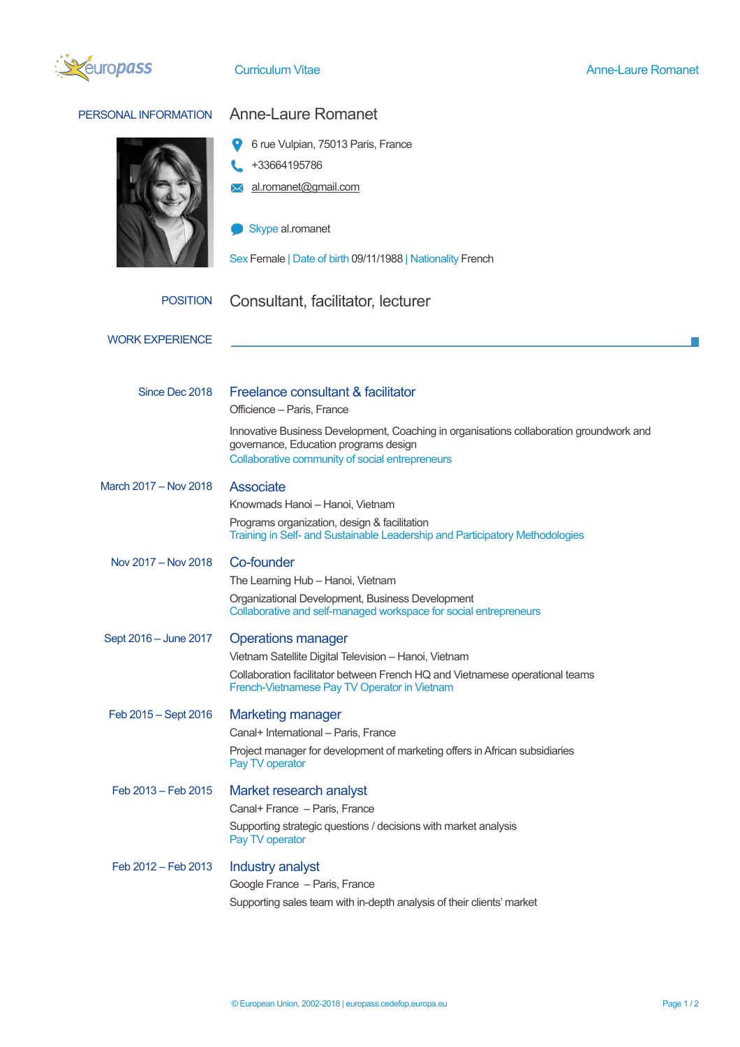## PERSONAL INFORMATION

# Anne-Laure Romanet

6 rue Vulpian, 75013 Paris, France

+33664195786

al.romanet@gmail.com

Skype al.romanet

Sex Female | Date of birth 09/11/1988 | Nationality French

## POSITION

Consultant, facilitator, lecturer

## WORK EXPERIENCE

**Since Dec 2018**

### Freelance consultant & facilitator

Officience – Paris, France

Innovative Business Development, Coaching in organisations collaboration groundwork and governance, Education programs design

Collaborative community of social entrepreneurs

**March 2017 – Nov 2018**

### Associate

Knowmads Hanoi – Hanoi, Vietnam

Programs organization, design & facilitation

Training in Self- and Sustainable Leadership and Participatory Methodologies

**Nov 2017 – Nov 2018**

### Co-founder

The Learning Hub – Hanoi, Vietnam

Organizational Development, Business Development

Collaborative and self-managed workspace for social entrepreneurs

**Sept 2016 – June 2017**

### Operations manager

Vietnam Satellite Digital Television – Hanoi, Vietnam

Collaboration facilitator between French HQ and Vietnamese operational teams

French-Vietnamese Pay TV Operator in Vietnam

**Feb 2015 – Sept 2016**

### Marketing manager

Canal+ International – Paris, France

Project manager for development of marketing offers in African subsidiaries

Pay TV operator

**Feb 2013 – Feb 2015**

### Market research analyst

Canal+ France – Paris, France

Supporting strategic questions / decisions with market analysis

Pay TV operator

**Feb 2012 – Feb 2013**

### Industry analyst

Google France – Paris, France

Supporting sales team with in-depth analysis of their clients' market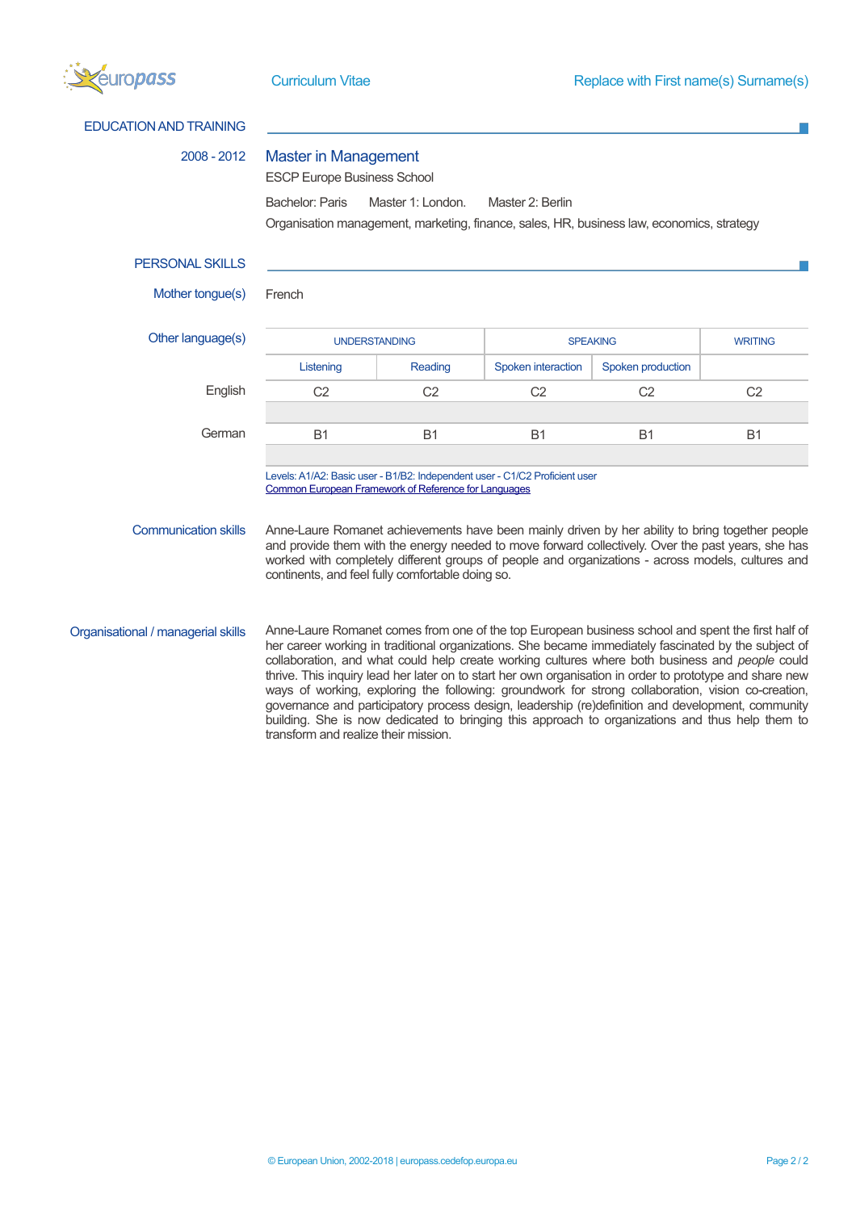## EDUCATION AND TRAINING

**2008 - 2012**

### Master in Management

ESCP Europe Business School

Bachelor: Paris    Master 1: London.    Master 2: Berlin

Organisation management, marketing, finance, sales, HR, business law, economics, strategy

## PERSONAL SKILLS

**Mother tongue(s)**

French

**Other language(s)**

| | UNDERSTANDING | | SPEAKING | | WRITING |
|---|---|---|---|---|---|
| | Listening | Reading | Spoken interaction | Spoken production | |
| English | C2 | C2 | C2 | C2 | C2 |
| German | B1 | B1 | B1 | B1 | B1 |

Levels: A1/A2: Basic user - B1/B2: Independent user - C1/C2 Proficient user
Common European Framework of Reference for Languages

**Communication skills**

Anne-Laure Romanet achievements have been mainly driven by her ability to bring together people and provide them with the energy needed to move forward collectively. Over the past years, she has worked with completely different groups of people and organizations - across models, cultures and continents, and feel fully comfortable doing so.

**Organisational / managerial skills**

Anne-Laure Romanet comes from one of the top European business school and spent the first half of her career working in traditional organizations. She became immediately fascinated by the subject of collaboration, and what could help create working cultures where both business and *people* could thrive. This inquiry lead her later on to start her own organisation in order to prototype and share new ways of working, exploring the following: groundwork for strong collaboration, vision co-creation, governance and participatory process design, leadership (re)definition and development, community building. She is now dedicated to bringing this approach to organizations and thus help them to transform and realize their mission.